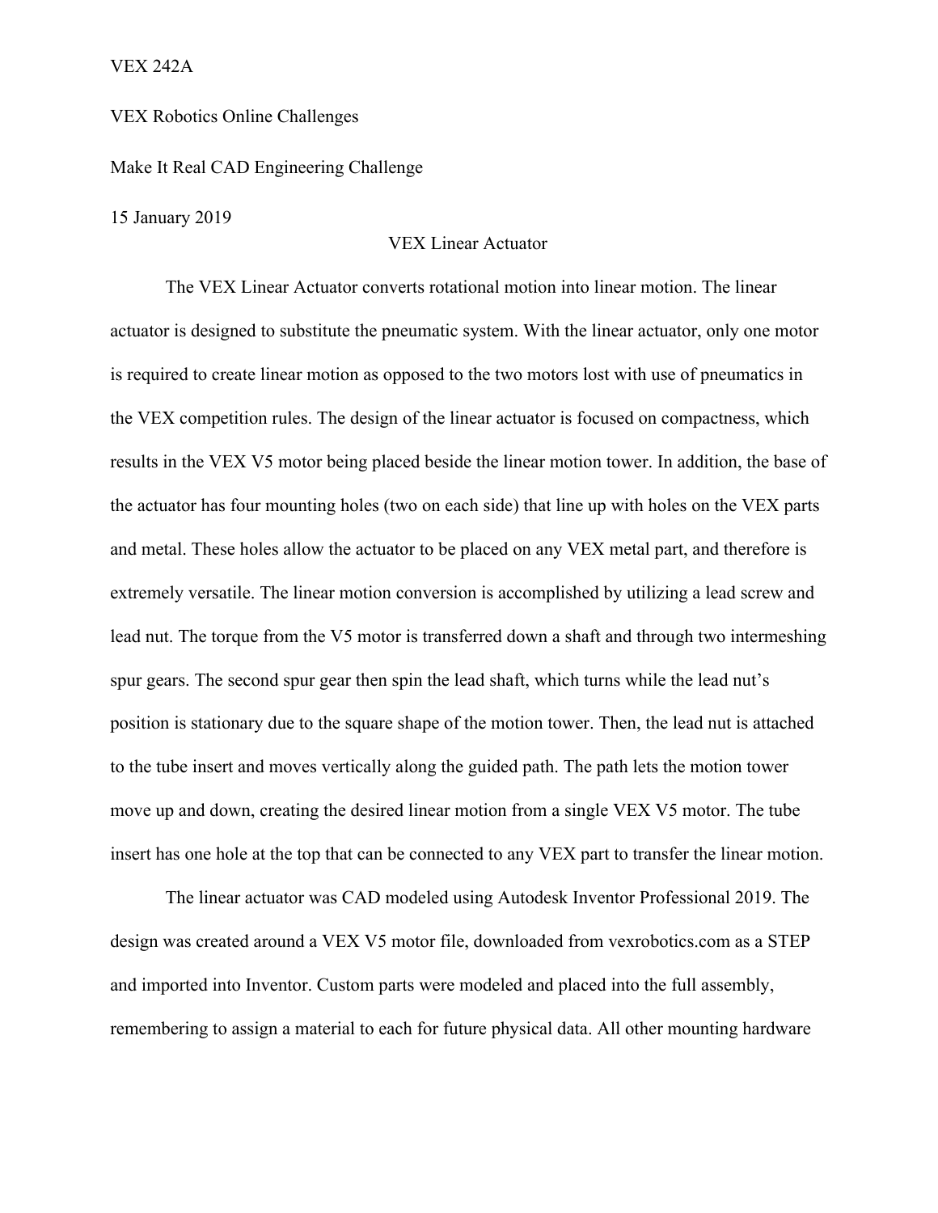VEX 242A

VEX Robotics Online Challenges

Make It Real CAD Engineering Challenge

15 January 2019

# VEX Linear Actuator

The VEX Linear Actuator converts rotational motion into linear motion. The linear actuator is designed to substitute the pneumatic system. With the linear actuator, only one motor is required to create linear motion as opposed to the two motors lost with use of pneumatics in the VEX competition rules. The design of the linear actuator is focused on compactness, which results in the VEX V5 motor being placed beside the linear motion tower. In addition, the base of the actuator has four mounting holes (two on each side) that line up with holes on the VEX parts and metal. These holes allow the actuator to be placed on any VEX metal part, and therefore is extremely versatile. The linear motion conversion is accomplished by utilizing a lead screw and lead nut. The torque from the V5 motor is transferred down a shaft and through two intermeshing spur gears. The second spur gear then spin the lead shaft, which turns while the lead nut's position is stationary due to the square shape of the motion tower. Then, the lead nut is attached to the tube insert and moves vertically along the guided path. The path lets the motion tower move up and down, creating the desired linear motion from a single VEX V5 motor. The tube insert has one hole at the top that can be connected to any VEX part to transfer the linear motion.

The linear actuator was CAD modeled using Autodesk Inventor Professional 2019. The design was created around a VEX V5 motor file, downloaded from vexrobotics.com as a STEP and imported into Inventor. Custom parts were modeled and placed into the full assembly, remembering to assign a material to each for future physical data. All other mounting hardware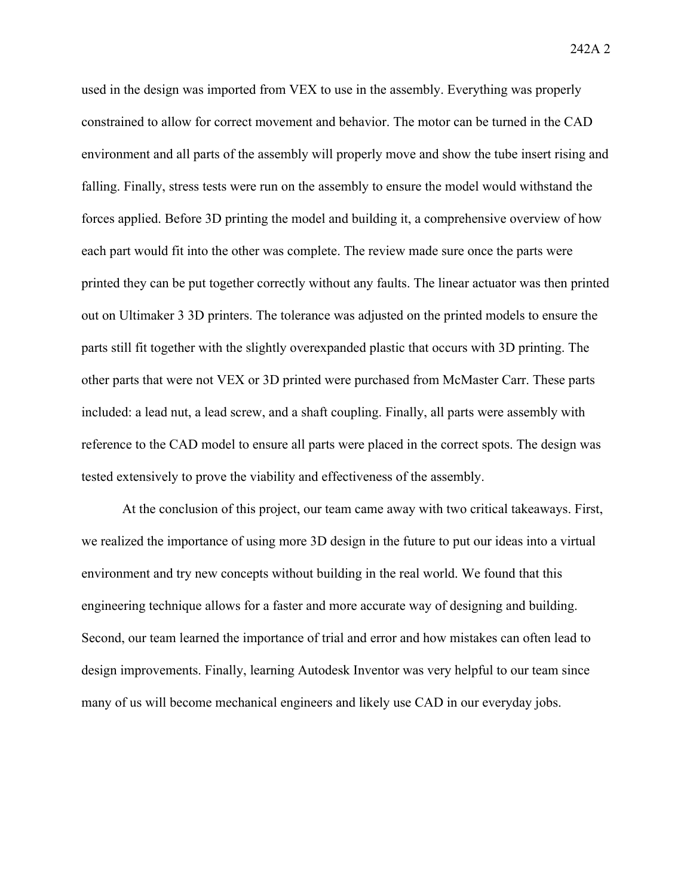used in the design was imported from VEX to use in the assembly. Everything was properly constrained to allow for correct movement and behavior. The motor can be turned in the CAD environment and all parts of the assembly will properly move and show the tube insert rising and falling. Finally, stress tests were run on the assembly to ensure the model would withstand the forces applied. Before 3D printing the model and building it, a comprehensive overview of how each part would fit into the other was complete. The review made sure once the parts were printed they can be put together correctly without any faults. The linear actuator was then printed out on Ultimaker 3 3D printers. The tolerance was adjusted on the printed models to ensure the parts still fit together with the slightly overexpanded plastic that occurs with 3D printing. The other parts that were not VEX or 3D printed were purchased from McMaster Carr. These parts included: a lead nut, a lead screw, and a shaft coupling. Finally, all parts were assembly with reference to the CAD model to ensure all parts were placed in the correct spots. The design was tested extensively to prove the viability and effectiveness of the assembly.

At the conclusion of this project, our team came away with two critical takeaways. First, we realized the importance of using more 3D design in the future to put our ideas into a virtual environment and try new concepts without building in the real world. We found that this engineering technique allows for a faster and more accurate way of designing and building. Second, our team learned the importance of trial and error and how mistakes can often lead to design improvements. Finally, learning Autodesk Inventor was very helpful to our team since many of us will become mechanical engineers and likely use CAD in our everyday jobs.